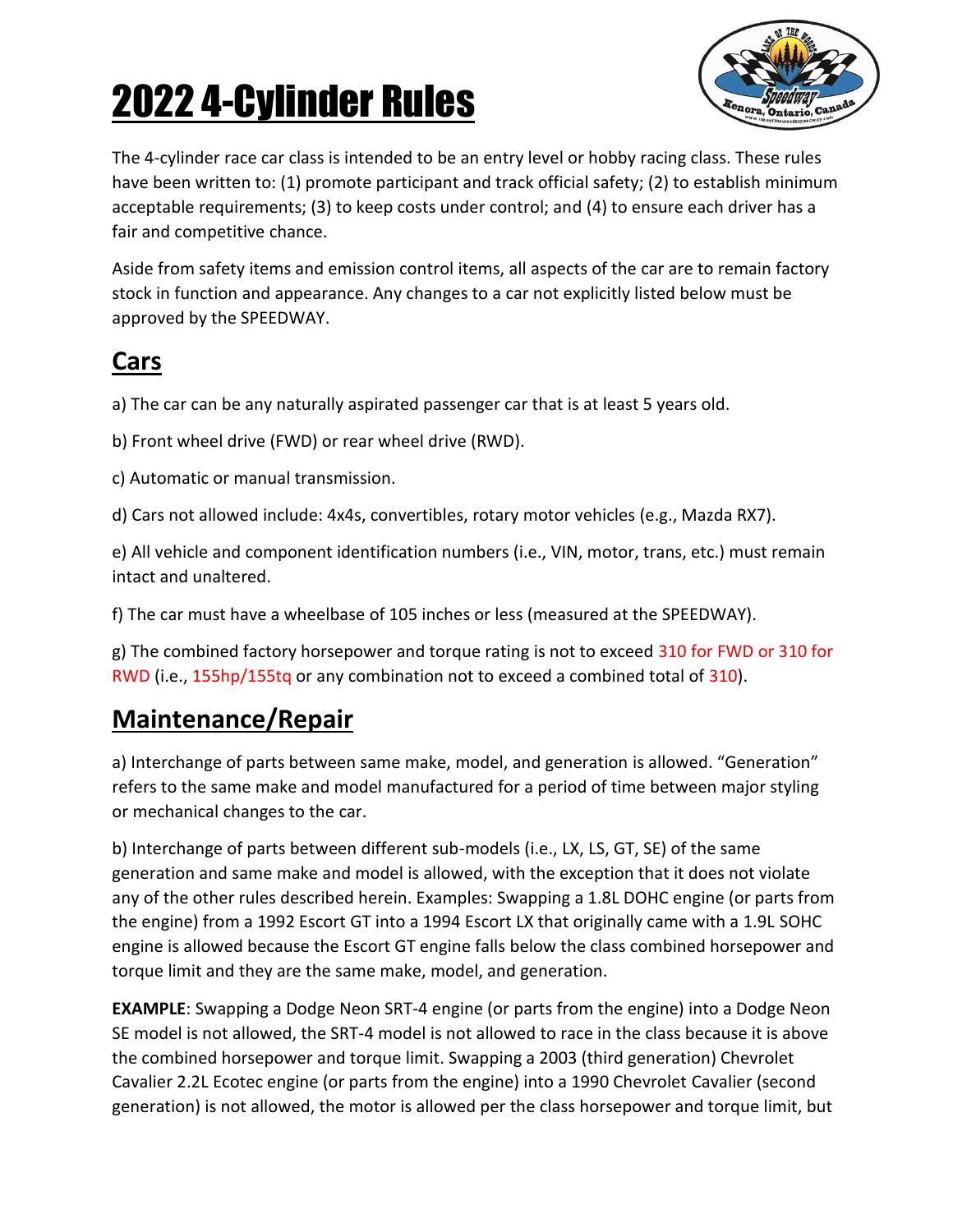# 2022 4-Cylinder Rules

The 4-cylinder race car class is intended to be an entry level or hobby racing class. These rules have been written to: (1) promote participant and track official safety; (2) to establish minimum acceptable requirements; (3) to keep costs under control; and (4) to ensure each driver has a fair and competitive chance.

Aside from safety items and emission control items, all aspects of the car are to remain factory stock in function and appearance. Any changes to a car not explicitly listed below must be approved by the SPEEDWAY.

## Cars

a) The car can be any naturally aspirated passenger car that is at least 5 years old.

b) Front wheel drive (FWD) or rear wheel drive (RWD).

c) Automatic or manual transmission.

d) Cars not allowed include: 4x4s, convertibles, rotary motor vehicles (e.g., Mazda RX7).

e) All vehicle and component identification numbers (i.e., VIN, motor, trans, etc.) must remain intact and unaltered.

f) The car must have a wheelbase of 105 inches or less (measured at the SPEEDWAY).

g) The combined factory horsepower and torque rating is not to exceed 310 for FWD or 310 for RWD (i.e., 155hp/155tq or any combination not to exceed a combined total of 310).

## Maintenance/Repair

a) Interchange of parts between same make, model, and generation is allowed. "Generation" refers to the same make and model manufactured for a period of time between major styling or mechanical changes to the car.

b) Interchange of parts between different sub-models (i.e., LX, LS, GT, SE) of the same generation and same make and model is allowed, with the exception that it does not violate any of the other rules described herein. Examples: Swapping a 1.8L DOHC engine (or parts from the engine) from a 1992 Escort GT into a 1994 Escort LX that originally came with a 1.9L SOHC engine is allowed because the Escort GT engine falls below the class combined horsepower and torque limit and they are the same make, model, and generation.

**EXAMPLE**: Swapping a Dodge Neon SRT-4 engine (or parts from the engine) into a Dodge Neon SE model is not allowed, the SRT-4 model is not allowed to race in the class because it is above the combined horsepower and torque limit. Swapping a 2003 (third generation) Chevrolet Cavalier 2.2L Ecotec engine (or parts from the engine) into a 1990 Chevrolet Cavalier (second generation) is not allowed, the motor is allowed per the class horsepower and torque limit, but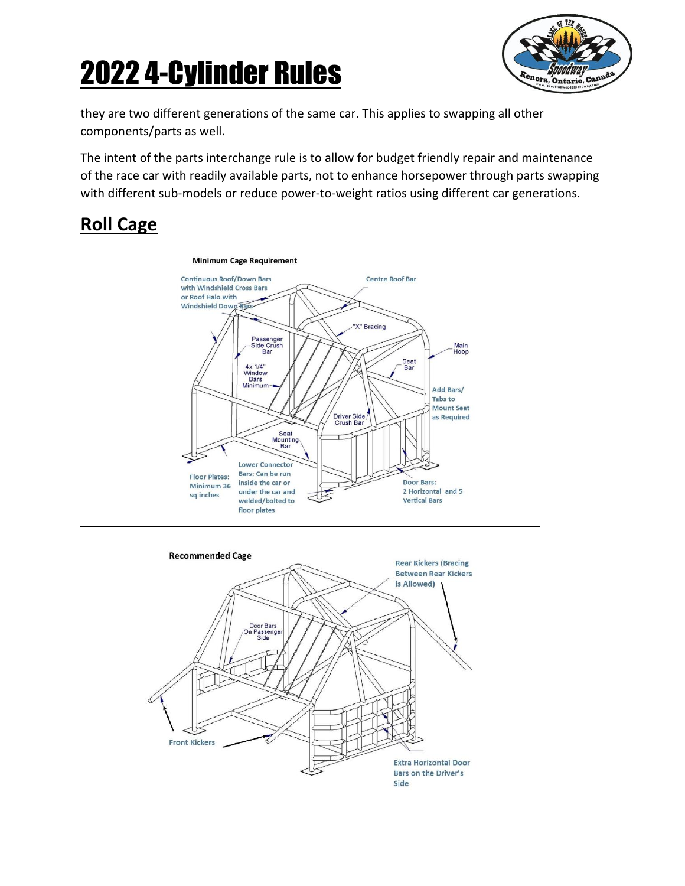they are two different generations of the same car. This applies to swapping all other components/parts as well.

The intent of the parts interchange rule is to allow for budget friendly repair and maintenance of the race car with readily available parts, not to enhance horsepower through parts swapping with different sub-models or reduce power-to-weight ratios using different car generations.

## Roll Cage

**Minimum Cage Requirement**

- Continuous Roof/Down Bars with Windshield Cross Bars or Roof Halo with Windshield Down Bars
- Centre Roof Bar
- "X" Bracing
- Passenger Side Crush Bar
- 4x 1/4" Window Bars Minimum
- Main Hoop
- Seat Bar
- Add Bars/Tabs to Mount Seat as Required
- Driver Side Crush Bar
- Seat Mounting Bar
- Floor Plates: Minimum 36 sq inches
- Lower Connector Bars: Can be run inside the car or under the car and welded/bolted to floor plates
- Door Bars: 2 Horizontal and 5 Vertical Bars

**Recommended Cage**

- Rear Kickers (Bracing Between Rear Kickers is Allowed)
- Door Bars On Passenger Side
- Front Kickers
- Extra Horizontal Door Bars on the Driver's Side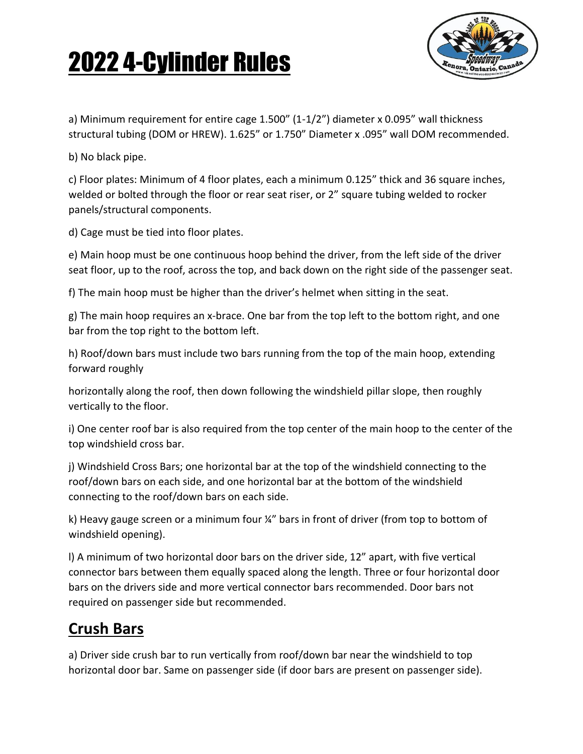# 2022 4-Cylinder Rules

a) Minimum requirement for entire cage 1.500" (1-1/2") diameter x 0.095" wall thickness structural tubing (DOM or HREW). 1.625" or 1.750" Diameter x .095" wall DOM recommended.

b) No black pipe.

c) Floor plates: Minimum of 4 floor plates, each a minimum 0.125" thick and 36 square inches, welded or bolted through the floor or rear seat riser, or 2" square tubing welded to rocker panels/structural components.

d) Cage must be tied into floor plates.

e) Main hoop must be one continuous hoop behind the driver, from the left side of the driver seat floor, up to the roof, across the top, and back down on the right side of the passenger seat.

f) The main hoop must be higher than the driver's helmet when sitting in the seat.

g) The main hoop requires an x-brace. One bar from the top left to the bottom right, and one bar from the top right to the bottom left.

h) Roof/down bars must include two bars running from the top of the main hoop, extending forward roughly

horizontally along the roof, then down following the windshield pillar slope, then roughly vertically to the floor.

i) One center roof bar is also required from the top center of the main hoop to the center of the top windshield cross bar.

j) Windshield Cross Bars; one horizontal bar at the top of the windshield connecting to the roof/down bars on each side, and one horizontal bar at the bottom of the windshield connecting to the roof/down bars on each side.

k) Heavy gauge screen or a minimum four ¼" bars in front of driver (from top to bottom of windshield opening).

l) A minimum of two horizontal door bars on the driver side, 12" apart, with five vertical connector bars between them equally spaced along the length. Three or four horizontal door bars on the drivers side and more vertical connector bars recommended. Door bars not required on passenger side but recommended.

## Crush Bars

a) Driver side crush bar to run vertically from roof/down bar near the windshield to top horizontal door bar. Same on passenger side (if door bars are present on passenger side).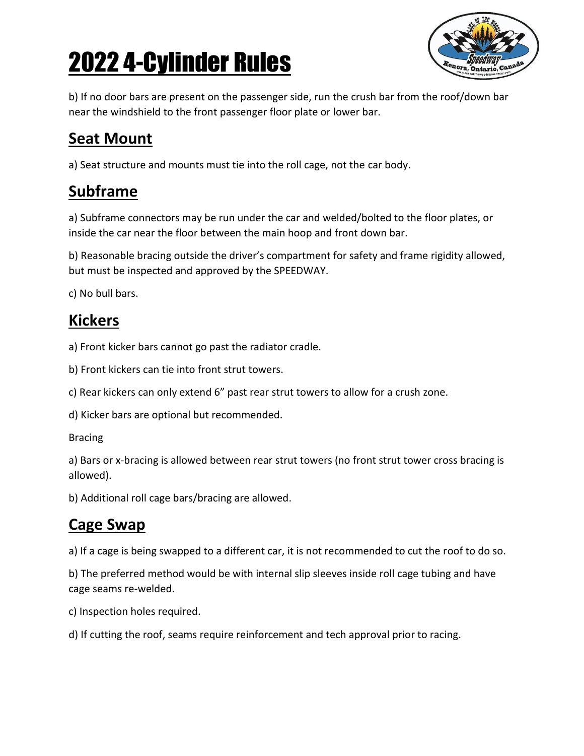# 2022 4-Cylinder Rules

b) If no door bars are present on the passenger side, run the crush bar from the roof/down bar near the windshield to the front passenger floor plate or lower bar.

## Seat Mount

a) Seat structure and mounts must tie into the roll cage, not the car body.

## Subframe

a) Subframe connectors may be run under the car and welded/bolted to the floor plates, or inside the car near the floor between the main hoop and front down bar.

b) Reasonable bracing outside the driver's compartment for safety and frame rigidity allowed, but must be inspected and approved by the SPEEDWAY.

c) No bull bars.

## Kickers

a) Front kicker bars cannot go past the radiator cradle.

b) Front kickers can tie into front strut towers.

c) Rear kickers can only extend 6" past rear strut towers to allow for a crush zone.

d) Kicker bars are optional but recommended.

Bracing

a) Bars or x-bracing is allowed between rear strut towers (no front strut tower cross bracing is allowed).

b) Additional roll cage bars/bracing are allowed.

## Cage Swap

a) If a cage is being swapped to a different car, it is not recommended to cut the roof to do so.

b) The preferred method would be with internal slip sleeves inside roll cage tubing and have cage seams re-welded.

c) Inspection holes required.

d) If cutting the roof, seams require reinforcement and tech approval prior to racing.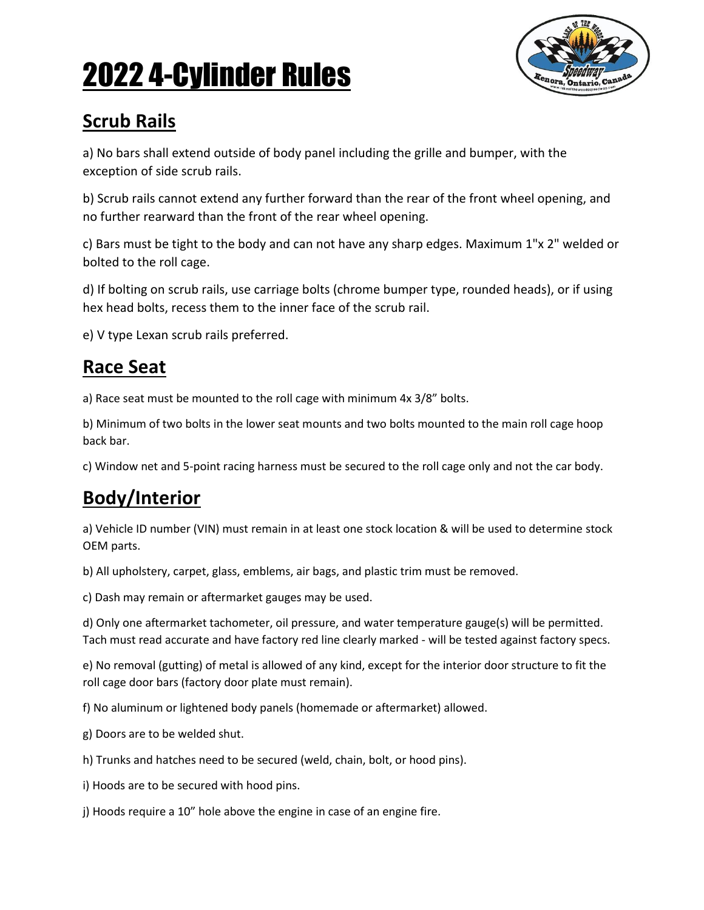# 2022 4-Cylinder Rules

## Scrub Rails

a) No bars shall extend outside of body panel including the grille and bumper, with the exception of side scrub rails.

b) Scrub rails cannot extend any further forward than the rear of the front wheel opening, and no further rearward than the front of the rear wheel opening.

c) Bars must be tight to the body and can not have any sharp edges. Maximum 1"x 2" welded or bolted to the roll cage.

d) If bolting on scrub rails, use carriage bolts (chrome bumper type, rounded heads), or if using hex head bolts, recess them to the inner face of the scrub rail.

e) V type Lexan scrub rails preferred.

## Race Seat

a) Race seat must be mounted to the roll cage with minimum 4x 3/8" bolts.

b) Minimum of two bolts in the lower seat mounts and two bolts mounted to the main roll cage hoop back bar.

c) Window net and 5-point racing harness must be secured to the roll cage only and not the car body.

## Body/Interior

a) Vehicle ID number (VIN) must remain in at least one stock location & will be used to determine stock OEM parts.

b) All upholstery, carpet, glass, emblems, air bags, and plastic trim must be removed.

c) Dash may remain or aftermarket gauges may be used.

d) Only one aftermarket tachometer, oil pressure, and water temperature gauge(s) will be permitted. Tach must read accurate and have factory red line clearly marked - will be tested against factory specs.

e) No removal (gutting) of metal is allowed of any kind, except for the interior door structure to fit the roll cage door bars (factory door plate must remain).

f) No aluminum or lightened body panels (homemade or aftermarket) allowed.

g) Doors are to be welded shut.

h) Trunks and hatches need to be secured (weld, chain, bolt, or hood pins).

i) Hoods are to be secured with hood pins.

j) Hoods require a 10" hole above the engine in case of an engine fire.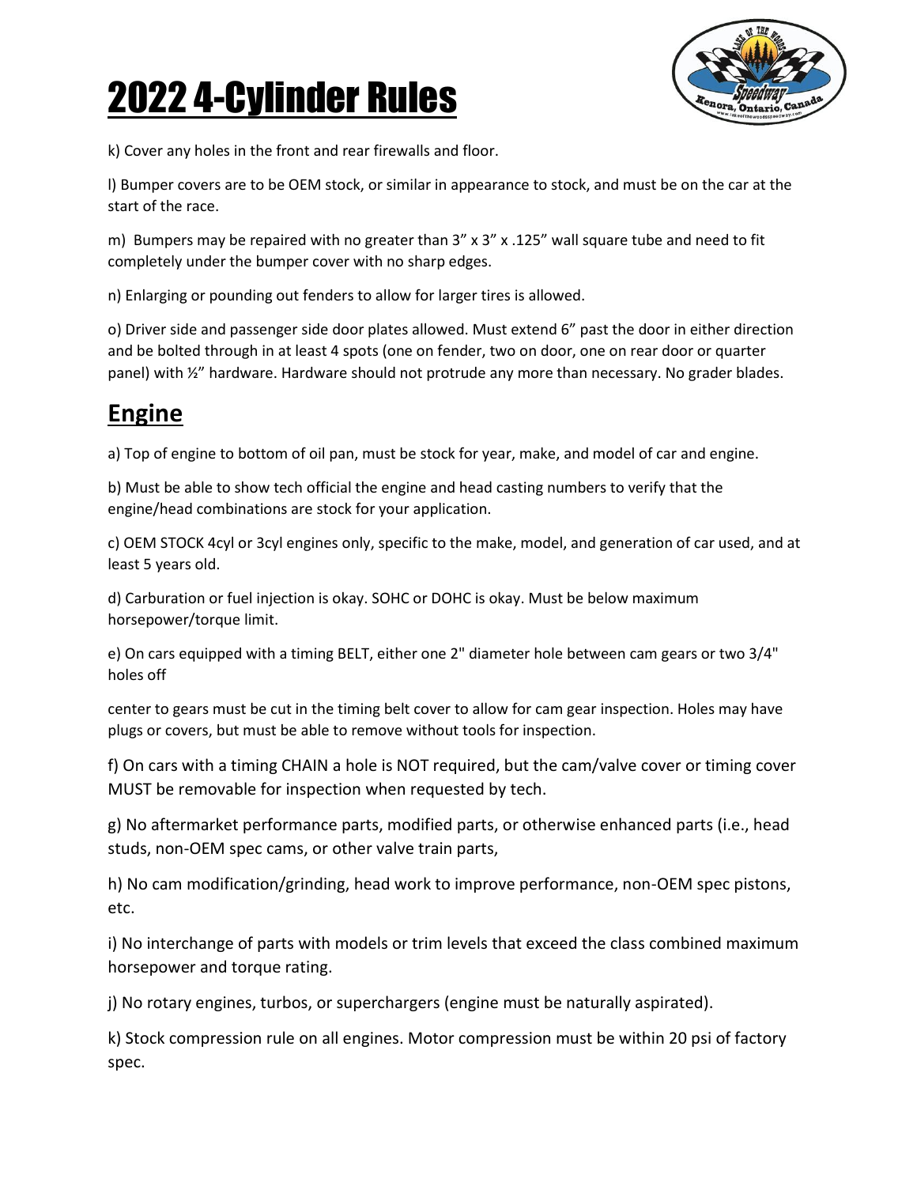# 2022 4-Cylinder Rules

k) Cover any holes in the front and rear firewalls and floor.

l) Bumper covers are to be OEM stock, or similar in appearance to stock, and must be on the car at the start of the race.

m) Bumpers may be repaired with no greater than 3” x 3” x .125” wall square tube and need to fit completely under the bumper cover with no sharp edges.

n) Enlarging or pounding out fenders to allow for larger tires is allowed.

o) Driver side and passenger side door plates allowed. Must extend 6” past the door in either direction and be bolted through in at least 4 spots (one on fender, two on door, one on rear door or quarter panel) with ½” hardware. Hardware should not protrude any more than necessary. No grader blades.

## Engine

a) Top of engine to bottom of oil pan, must be stock for year, make, and model of car and engine.

b) Must be able to show tech official the engine and head casting numbers to verify that the engine/head combinations are stock for your application.

c) OEM STOCK 4cyl or 3cyl engines only, specific to the make, model, and generation of car used, and at least 5 years old.

d) Carburation or fuel injection is okay. SOHC or DOHC is okay. Must be below maximum horsepower/torque limit.

e) On cars equipped with a timing BELT, either one 2" diameter hole between cam gears or two 3/4" holes off

center to gears must be cut in the timing belt cover to allow for cam gear inspection. Holes may have plugs or covers, but must be able to remove without tools for inspection.

f) On cars with a timing CHAIN a hole is NOT required, but the cam/valve cover or timing cover MUST be removable for inspection when requested by tech.

g) No aftermarket performance parts, modified parts, or otherwise enhanced parts (i.e., head studs, non-OEM spec cams, or other valve train parts,

h) No cam modification/grinding, head work to improve performance, non-OEM spec pistons, etc.

i) No interchange of parts with models or trim levels that exceed the class combined maximum horsepower and torque rating.

j) No rotary engines, turbos, or superchargers (engine must be naturally aspirated).

k) Stock compression rule on all engines. Motor compression must be within 20 psi of factory spec.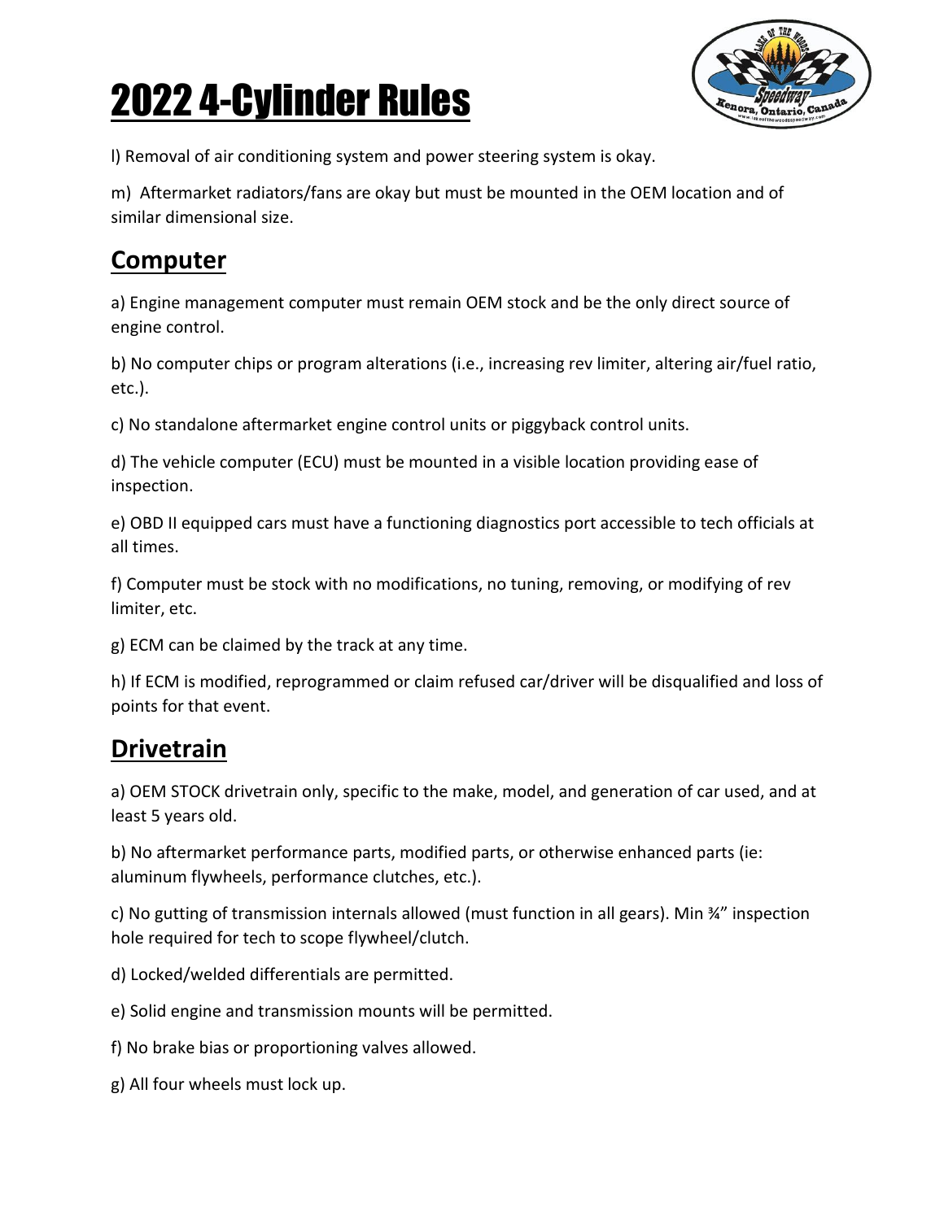# 2022 4-Cylinder Rules

l) Removal of air conditioning system and power steering system is okay.

m) Aftermarket radiators/fans are okay but must be mounted in the OEM location and of similar dimensional size.

## Computer

a) Engine management computer must remain OEM stock and be the only direct source of engine control.

b) No computer chips or program alterations (i.e., increasing rev limiter, altering air/fuel ratio, etc.).

c) No standalone aftermarket engine control units or piggyback control units.

d) The vehicle computer (ECU) must be mounted in a visible location providing ease of inspection.

e) OBD II equipped cars must have a functioning diagnostics port accessible to tech officials at all times.

f) Computer must be stock with no modifications, no tuning, removing, or modifying of rev limiter, etc.

g) ECM can be claimed by the track at any time.

h) If ECM is modified, reprogrammed or claim refused car/driver will be disqualified and loss of points for that event.

## Drivetrain

a) OEM STOCK drivetrain only, specific to the make, model, and generation of car used, and at least 5 years old.

b) No aftermarket performance parts, modified parts, or otherwise enhanced parts (ie: aluminum flywheels, performance clutches, etc.).

c) No gutting of transmission internals allowed (must function in all gears). Min ¾" inspection hole required for tech to scope flywheel/clutch.

d) Locked/welded differentials are permitted.

e) Solid engine and transmission mounts will be permitted.

f) No brake bias or proportioning valves allowed.

g) All four wheels must lock up.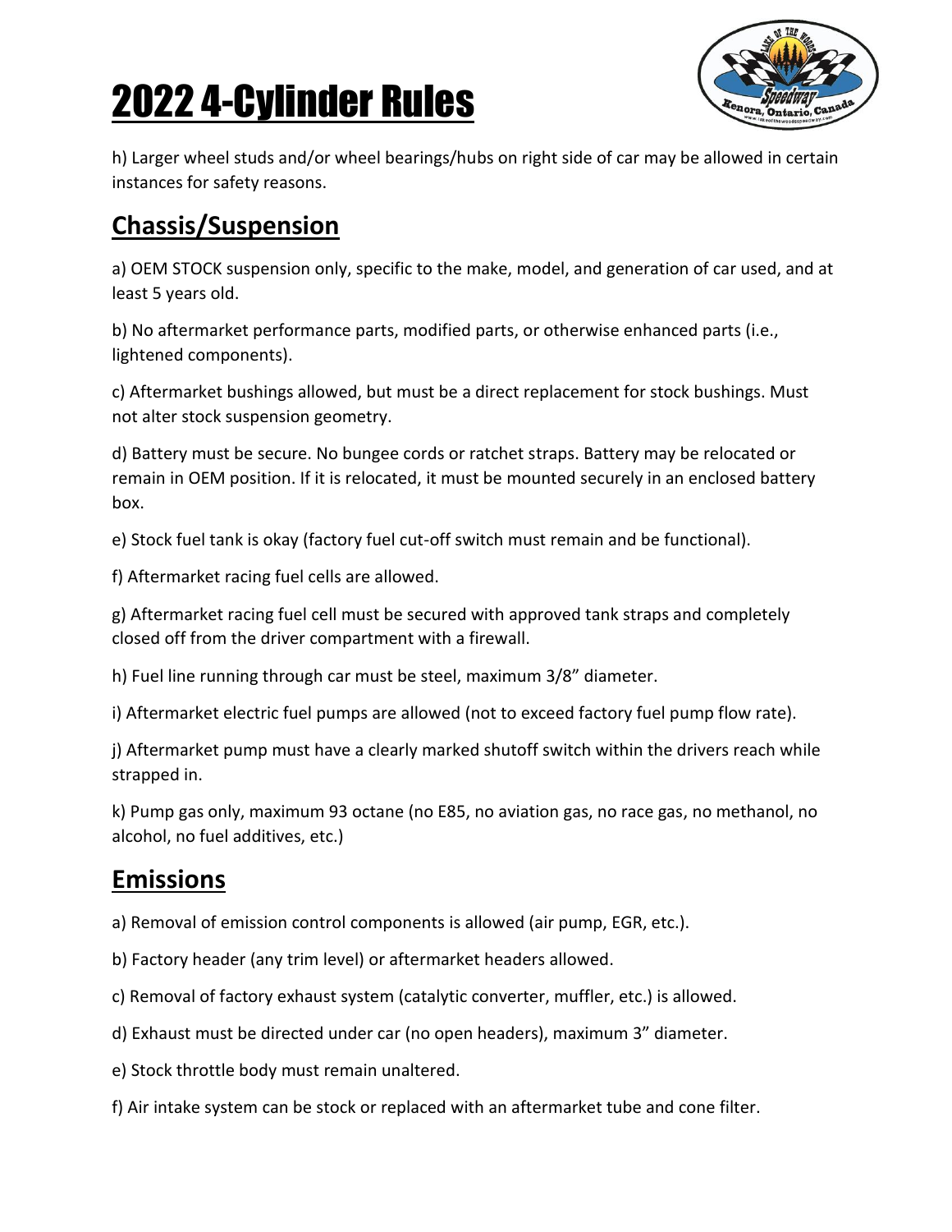# 2022 4-Cylinder Rules

h) Larger wheel studs and/or wheel bearings/hubs on right side of car may be allowed in certain instances for safety reasons.

## Chassis/Suspension

a) OEM STOCK suspension only, specific to the make, model, and generation of car used, and at least 5 years old.

b) No aftermarket performance parts, modified parts, or otherwise enhanced parts (i.e., lightened components).

c) Aftermarket bushings allowed, but must be a direct replacement for stock bushings. Must not alter stock suspension geometry.

d) Battery must be secure. No bungee cords or ratchet straps. Battery may be relocated or remain in OEM position. If it is relocated, it must be mounted securely in an enclosed battery box.

e) Stock fuel tank is okay (factory fuel cut-off switch must remain and be functional).

f) Aftermarket racing fuel cells are allowed.

g) Aftermarket racing fuel cell must be secured with approved tank straps and completely closed off from the driver compartment with a firewall.

h) Fuel line running through car must be steel, maximum 3/8” diameter.

i) Aftermarket electric fuel pumps are allowed (not to exceed factory fuel pump flow rate).

j) Aftermarket pump must have a clearly marked shutoff switch within the drivers reach while strapped in.

k) Pump gas only, maximum 93 octane (no E85, no aviation gas, no race gas, no methanol, no alcohol, no fuel additives, etc.)

## Emissions

a) Removal of emission control components is allowed (air pump, EGR, etc.).

b) Factory header (any trim level) or aftermarket headers allowed.

c) Removal of factory exhaust system (catalytic converter, muffler, etc.) is allowed.

d) Exhaust must be directed under car (no open headers), maximum 3” diameter.

e) Stock throttle body must remain unaltered.

f) Air intake system can be stock or replaced with an aftermarket tube and cone filter.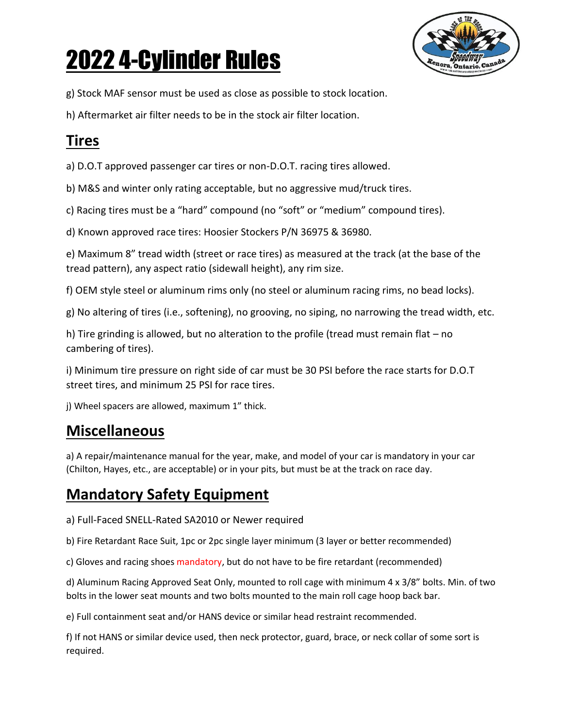# 2022 4-Cylinder Rules

g) Stock MAF sensor must be used as close as possible to stock location.

h) Aftermarket air filter needs to be in the stock air filter location.

## Tires

a) D.O.T approved passenger car tires or non-D.O.T. racing tires allowed.

b) M&S and winter only rating acceptable, but no aggressive mud/truck tires.

c) Racing tires must be a "hard" compound (no "soft" or "medium" compound tires).

d) Known approved race tires: Hoosier Stockers P/N 36975 & 36980.

e) Maximum 8" tread width (street or race tires) as measured at the track (at the base of the tread pattern), any aspect ratio (sidewall height), any rim size.

f) OEM style steel or aluminum rims only (no steel or aluminum racing rims, no bead locks).

g) No altering of tires (i.e., softening), no grooving, no siping, no narrowing the tread width, etc.

h) Tire grinding is allowed, but no alteration to the profile (tread must remain flat – no cambering of tires).

i) Minimum tire pressure on right side of car must be 30 PSI before the race starts for D.O.T street tires, and minimum 25 PSI for race tires.

j) Wheel spacers are allowed, maximum 1" thick.

## Miscellaneous

a) A repair/maintenance manual for the year, make, and model of your car is mandatory in your car (Chilton, Hayes, etc., are acceptable) or in your pits, but must be at the track on race day.

## Mandatory Safety Equipment

a) Full-Faced SNELL-Rated SA2010 or Newer required

b) Fire Retardant Race Suit, 1pc or 2pc single layer minimum (3 layer or better recommended)

c) Gloves and racing shoes mandatory, but do not have to be fire retardant (recommended)

d) Aluminum Racing Approved Seat Only, mounted to roll cage with minimum 4 x 3/8" bolts. Min. of two bolts in the lower seat mounts and two bolts mounted to the main roll cage hoop back bar.

e) Full containment seat and/or HANS device or similar head restraint recommended.

f) If not HANS or similar device used, then neck protector, guard, brace, or neck collar of some sort is required.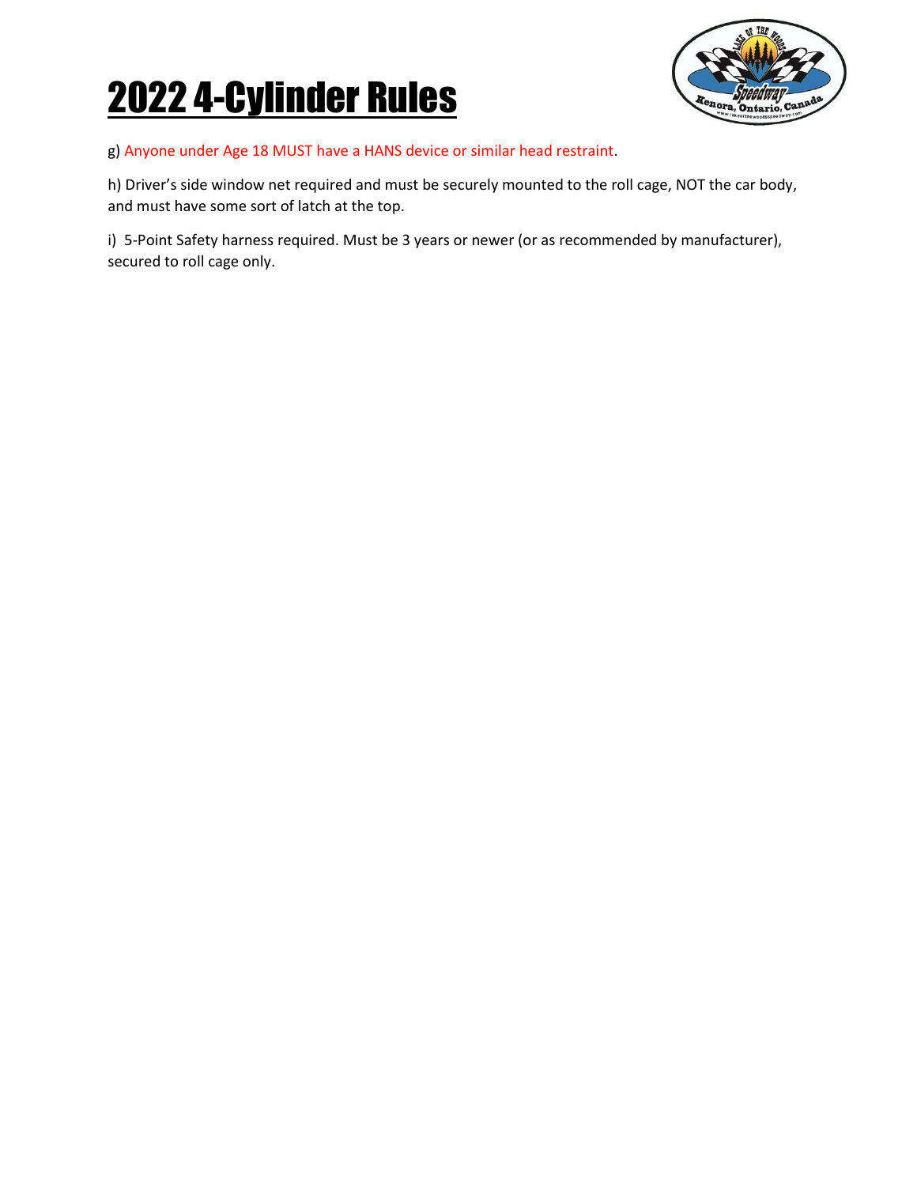# 2022 4-Cylinder Rules

g) Anyone under Age 18 MUST have a HANS device or similar head restraint.

h) Driver's side window net required and must be securely mounted to the roll cage, NOT the car body, and must have some sort of latch at the top.

i) 5-Point Safety harness required. Must be 3 years or newer (or as recommended by manufacturer), secured to roll cage only.